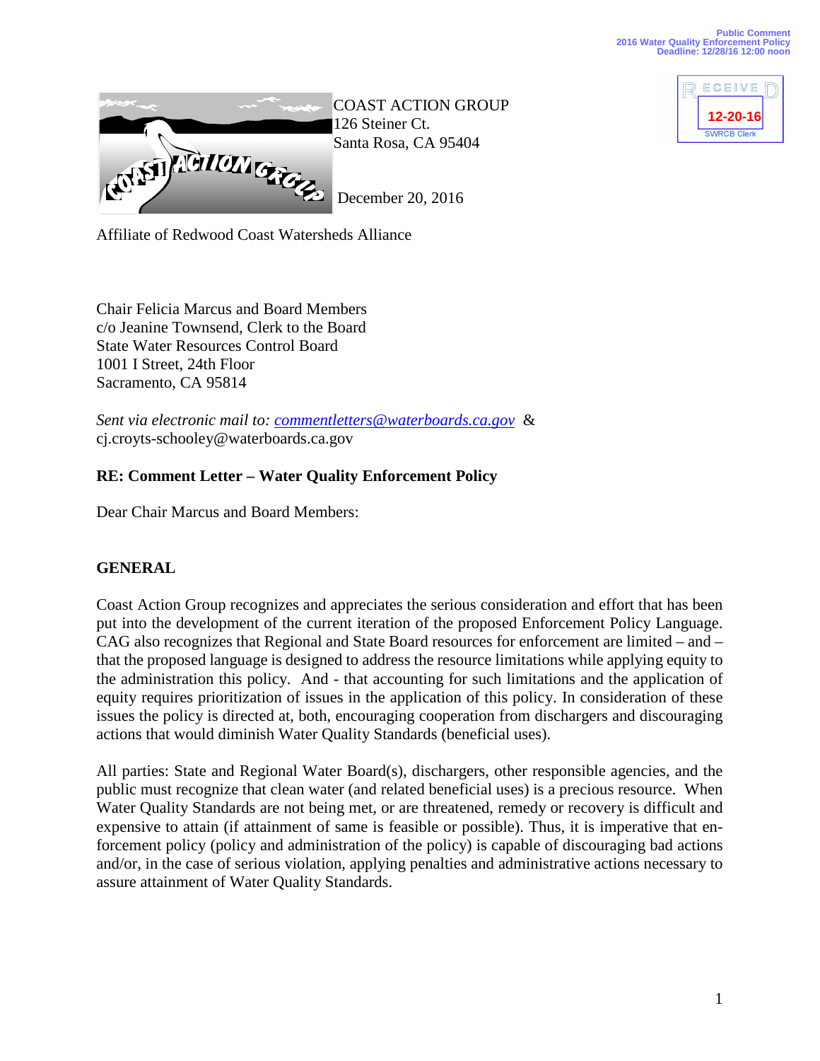Public Comment
2016 Water Quality Enforcement Policy
Deadline: 12/28/16 12:00 noon

RECEIVED
12-20-16
SWRCB Clerk

COAST ACTION GROUP
126 Steiner Ct.
Santa Rosa, CA 95404

December 20, 2016

Affiliate of Redwood Coast Watersheds Alliance

Chair Felicia Marcus and Board Members
c/o Jeanine Townsend, Clerk to the Board
State Water Resources Control Board
1001 I Street, 24th Floor
Sacramento, CA 95814

*Sent via electronic mail to: commentletters@waterboards.ca.gov* &
cj.croyts-schooley@waterboards.ca.gov

**RE: Comment Letter – Water Quality Enforcement Policy**

Dear Chair Marcus and Board Members:

**GENERAL**

Coast Action Group recognizes and appreciates the serious consideration and effort that has been put into the development of the current iteration of the proposed Enforcement Policy Language. CAG also recognizes that Regional and State Board resources for enforcement are limited – and – that the proposed language is designed to address the resource limitations while applying equity to the administration this policy. And - that accounting for such limitations and the application of equity requires prioritization of issues in the application of this policy. In consideration of these issues the policy is directed at, both, encouraging cooperation from dischargers and discouraging actions that would diminish Water Quality Standards (beneficial uses).

All parties: State and Regional Water Board(s), dischargers, other responsible agencies, and the public must recognize that clean water (and related beneficial uses) is a precious resource. When Water Quality Standards are not being met, or are threatened, remedy or recovery is difficult and expensive to attain (if attainment of same is feasible or possible). Thus, it is imperative that enforcement policy (policy and administration of the policy) is capable of discouraging bad actions and/or, in the case of serious violation, applying penalties and administrative actions necessary to assure attainment of Water Quality Standards.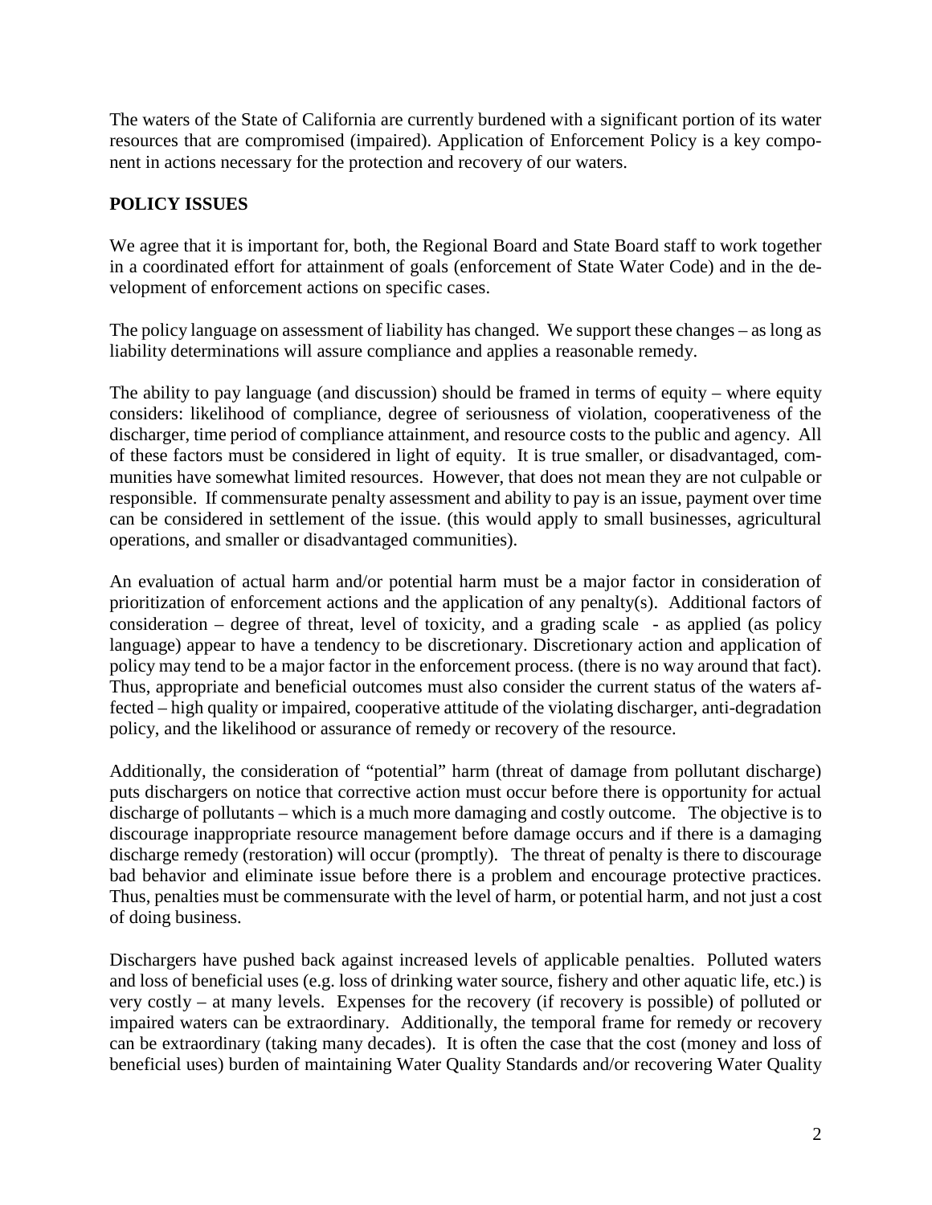The waters of the State of California are currently burdened with a significant portion of its water resources that are compromised (impaired). Application of Enforcement Policy is a key component in actions necessary for the protection and recovery of our waters.

## POLICY ISSUES

We agree that it is important for, both, the Regional Board and State Board staff to work together in a coordinated effort for attainment of goals (enforcement of State Water Code) and in the development of enforcement actions on specific cases.

The policy language on assessment of liability has changed. We support these changes – as long as liability determinations will assure compliance and applies a reasonable remedy.

The ability to pay language (and discussion) should be framed in terms of equity – where equity considers: likelihood of compliance, degree of seriousness of violation, cooperativeness of the discharger, time period of compliance attainment, and resource costs to the public and agency. All of these factors must be considered in light of equity. It is true smaller, or disadvantaged, communities have somewhat limited resources. However, that does not mean they are not culpable or responsible. If commensurate penalty assessment and ability to pay is an issue, payment over time can be considered in settlement of the issue. (this would apply to small businesses, agricultural operations, and smaller or disadvantaged communities).

An evaluation of actual harm and/or potential harm must be a major factor in consideration of prioritization of enforcement actions and the application of any penalty(s). Additional factors of consideration – degree of threat, level of toxicity, and a grading scale - as applied (as policy language) appear to have a tendency to be discretionary. Discretionary action and application of policy may tend to be a major factor in the enforcement process. (there is no way around that fact). Thus, appropriate and beneficial outcomes must also consider the current status of the waters affected – high quality or impaired, cooperative attitude of the violating discharger, anti-degradation policy, and the likelihood or assurance of remedy or recovery of the resource.

Additionally, the consideration of "potential" harm (threat of damage from pollutant discharge) puts dischargers on notice that corrective action must occur before there is opportunity for actual discharge of pollutants – which is a much more damaging and costly outcome. The objective is to discourage inappropriate resource management before damage occurs and if there is a damaging discharge remedy (restoration) will occur (promptly). The threat of penalty is there to discourage bad behavior and eliminate issue before there is a problem and encourage protective practices. Thus, penalties must be commensurate with the level of harm, or potential harm, and not just a cost of doing business.

Dischargers have pushed back against increased levels of applicable penalties. Polluted waters and loss of beneficial uses (e.g. loss of drinking water source, fishery and other aquatic life, etc.) is very costly – at many levels. Expenses for the recovery (if recovery is possible) of polluted or impaired waters can be extraordinary. Additionally, the temporal frame for remedy or recovery can be extraordinary (taking many decades). It is often the case that the cost (money and loss of beneficial uses) burden of maintaining Water Quality Standards and/or recovering Water Quality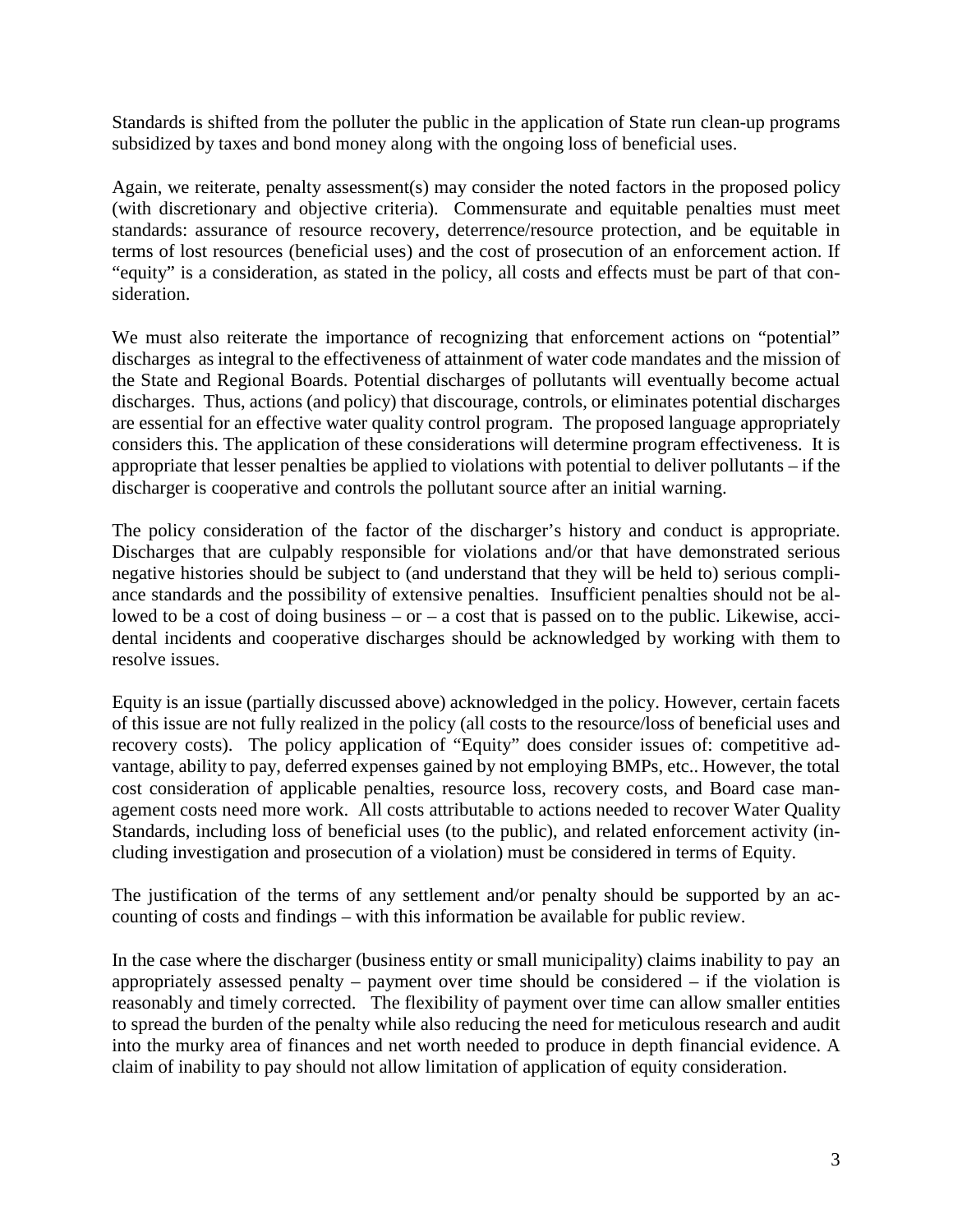Standards is shifted from the polluter the public in the application of State run clean-up programs subsidized by taxes and bond money along with the ongoing loss of beneficial uses.

Again, we reiterate, penalty assessment(s) may consider the noted factors in the proposed policy (with discretionary and objective criteria). Commensurate and equitable penalties must meet standards: assurance of resource recovery, deterrence/resource protection, and be equitable in terms of lost resources (beneficial uses) and the cost of prosecution of an enforcement action. If "equity" is a consideration, as stated in the policy, all costs and effects must be part of that consideration.

We must also reiterate the importance of recognizing that enforcement actions on "potential" discharges as integral to the effectiveness of attainment of water code mandates and the mission of the State and Regional Boards. Potential discharges of pollutants will eventually become actual discharges. Thus, actions (and policy) that discourage, controls, or eliminates potential discharges are essential for an effective water quality control program. The proposed language appropriately considers this. The application of these considerations will determine program effectiveness. It is appropriate that lesser penalties be applied to violations with potential to deliver pollutants – if the discharger is cooperative and controls the pollutant source after an initial warning.

The policy consideration of the factor of the discharger's history and conduct is appropriate. Discharges that are culpably responsible for violations and/or that have demonstrated serious negative histories should be subject to (and understand that they will be held to) serious compliance standards and the possibility of extensive penalties. Insufficient penalties should not be allowed to be a cost of doing business – or – a cost that is passed on to the public. Likewise, accidental incidents and cooperative discharges should be acknowledged by working with them to resolve issues.

Equity is an issue (partially discussed above) acknowledged in the policy. However, certain facets of this issue are not fully realized in the policy (all costs to the resource/loss of beneficial uses and recovery costs). The policy application of "Equity" does consider issues of: competitive advantage, ability to pay, deferred expenses gained by not employing BMPs, etc.. However, the total cost consideration of applicable penalties, resource loss, recovery costs, and Board case management costs need more work. All costs attributable to actions needed to recover Water Quality Standards, including loss of beneficial uses (to the public), and related enforcement activity (including investigation and prosecution of a violation) must be considered in terms of Equity.

The justification of the terms of any settlement and/or penalty should be supported by an accounting of costs and findings – with this information be available for public review.

In the case where the discharger (business entity or small municipality) claims inability to pay an appropriately assessed penalty – payment over time should be considered – if the violation is reasonably and timely corrected. The flexibility of payment over time can allow smaller entities to spread the burden of the penalty while also reducing the need for meticulous research and audit into the murky area of finances and net worth needed to produce in depth financial evidence. A claim of inability to pay should not allow limitation of application of equity consideration.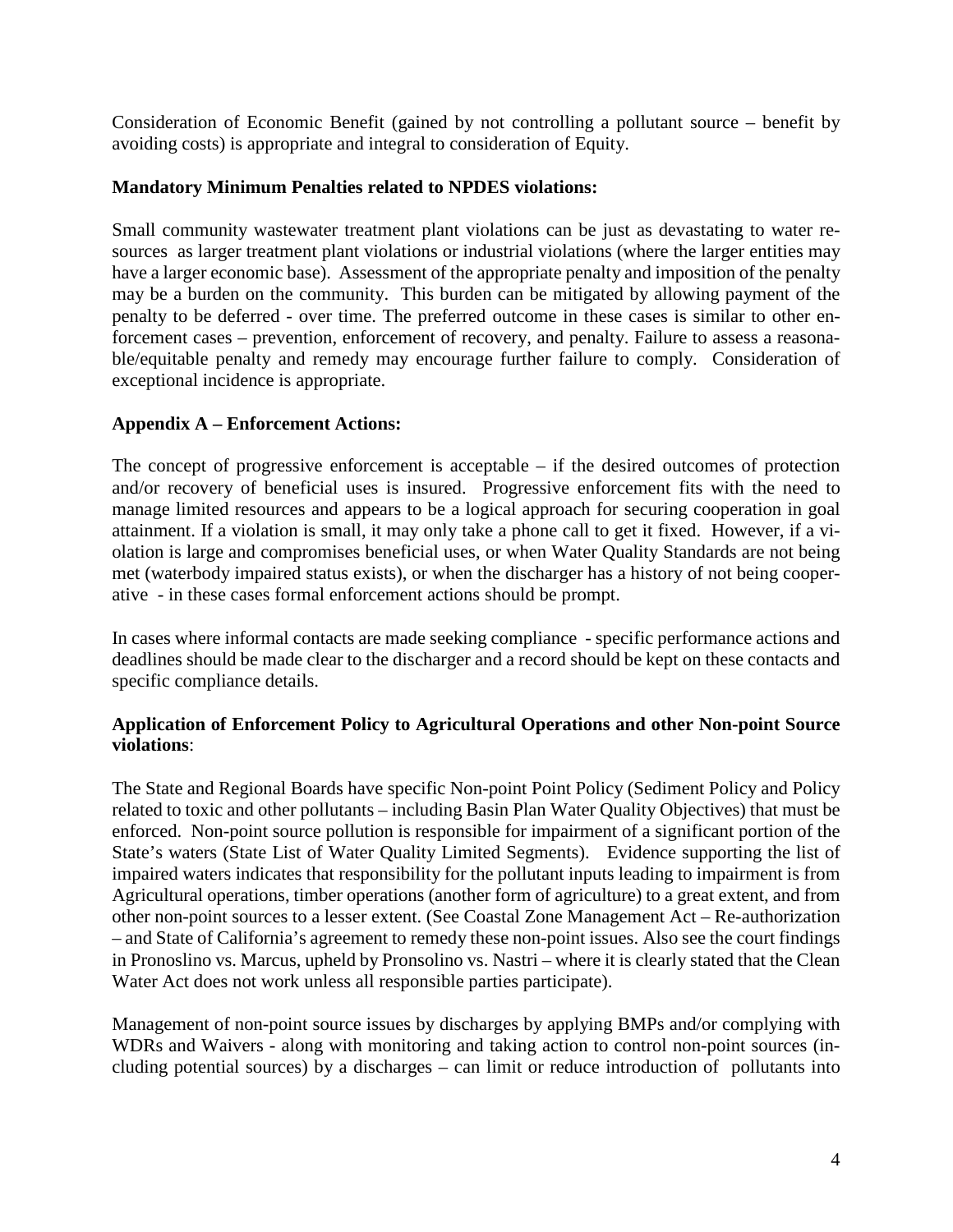Consideration of Economic Benefit (gained by not controlling a pollutant source – benefit by avoiding costs) is appropriate and integral to consideration of Equity.

**Mandatory Minimum Penalties related to NPDES violations:**

Small community wastewater treatment plant violations can be just as devastating to water resources as larger treatment plant violations or industrial violations (where the larger entities may have a larger economic base). Assessment of the appropriate penalty and imposition of the penalty may be a burden on the community. This burden can be mitigated by allowing payment of the penalty to be deferred - over time. The preferred outcome in these cases is similar to other enforcement cases – prevention, enforcement of recovery, and penalty. Failure to assess a reasonable/equitable penalty and remedy may encourage further failure to comply. Consideration of exceptional incidence is appropriate.

**Appendix A – Enforcement Actions:**

The concept of progressive enforcement is acceptable – if the desired outcomes of protection and/or recovery of beneficial uses is insured. Progressive enforcement fits with the need to manage limited resources and appears to be a logical approach for securing cooperation in goal attainment. If a violation is small, it may only take a phone call to get it fixed. However, if a violation is large and compromises beneficial uses, or when Water Quality Standards are not being met (waterbody impaired status exists), or when the discharger has a history of not being cooperative - in these cases formal enforcement actions should be prompt.

In cases where informal contacts are made seeking compliance - specific performance actions and deadlines should be made clear to the discharger and a record should be kept on these contacts and specific compliance details.

**Application of Enforcement Policy to Agricultural Operations and other Non-point Source violations**:

The State and Regional Boards have specific Non-point Point Policy (Sediment Policy and Policy related to toxic and other pollutants – including Basin Plan Water Quality Objectives) that must be enforced. Non-point source pollution is responsible for impairment of a significant portion of the State's waters (State List of Water Quality Limited Segments). Evidence supporting the list of impaired waters indicates that responsibility for the pollutant inputs leading to impairment is from Agricultural operations, timber operations (another form of agriculture) to a great extent, and from other non-point sources to a lesser extent. (See Coastal Zone Management Act – Re-authorization – and State of California's agreement to remedy these non-point issues. Also see the court findings in Pronoslino vs. Marcus, upheld by Pronsolino vs. Nastri – where it is clearly stated that the Clean Water Act does not work unless all responsible parties participate).

Management of non-point source issues by discharges by applying BMPs and/or complying with WDRs and Waivers - along with monitoring and taking action to control non-point sources (including potential sources) by a discharges – can limit or reduce introduction of pollutants into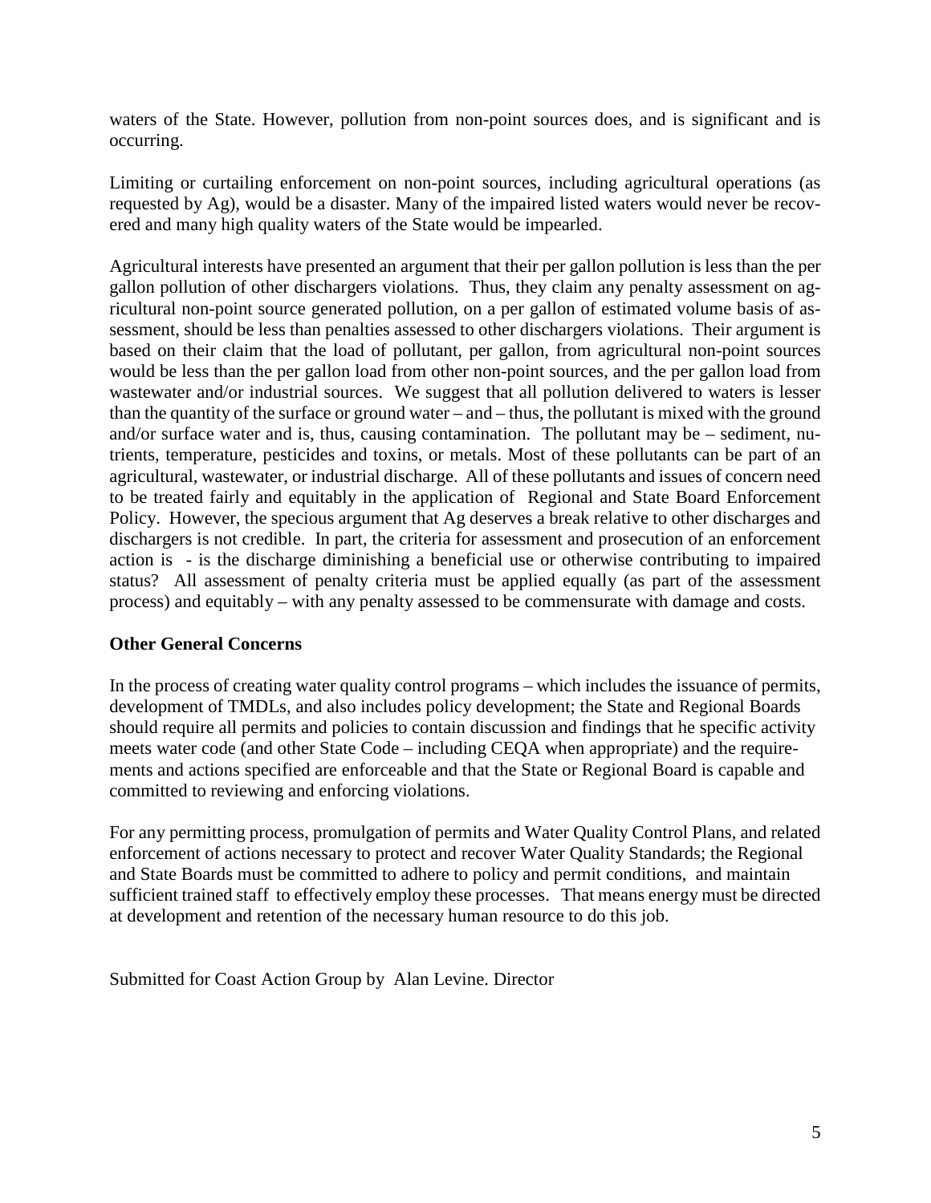waters of the State. However, pollution from non-point sources does, and is significant and is occurring.

Limiting or curtailing enforcement on non-point sources, including agricultural operations (as requested by Ag), would be a disaster. Many of the impaired listed waters would never be recovered and many high quality waters of the State would be impearled.

Agricultural interests have presented an argument that their per gallon pollution is less than the per gallon pollution of other dischargers violations. Thus, they claim any penalty assessment on agricultural non-point source generated pollution, on a per gallon of estimated volume basis of assessment, should be less than penalties assessed to other dischargers violations. Their argument is based on their claim that the load of pollutant, per gallon, from agricultural non-point sources would be less than the per gallon load from other non-point sources, and the per gallon load from wastewater and/or industrial sources. We suggest that all pollution delivered to waters is lesser than the quantity of the surface or ground water – and – thus, the pollutant is mixed with the ground and/or surface water and is, thus, causing contamination. The pollutant may be – sediment, nutrients, temperature, pesticides and toxins, or metals. Most of these pollutants can be part of an agricultural, wastewater, or industrial discharge. All of these pollutants and issues of concern need to be treated fairly and equitably in the application of Regional and State Board Enforcement Policy. However, the specious argument that Ag deserves a break relative to other discharges and dischargers is not credible. In part, the criteria for assessment and prosecution of an enforcement action is - is the discharge diminishing a beneficial use or otherwise contributing to impaired status? All assessment of penalty criteria must be applied equally (as part of the assessment process) and equitably – with any penalty assessed to be commensurate with damage and costs.

**Other General Concerns**

In the process of creating water quality control programs – which includes the issuance of permits, development of TMDLs, and also includes policy development; the State and Regional Boards should require all permits and policies to contain discussion and findings that he specific activity meets water code (and other State Code – including CEQA when appropriate) and the requirements and actions specified are enforceable and that the State or Regional Board is capable and committed to reviewing and enforcing violations.

For any permitting process, promulgation of permits and Water Quality Control Plans, and related enforcement of actions necessary to protect and recover Water Quality Standards; the Regional and State Boards must be committed to adhere to policy and permit conditions, and maintain sufficient trained staff to effectively employ these processes. That means energy must be directed at development and retention of the necessary human resource to do this job.

Submitted for Coast Action Group by Alan Levine. Director